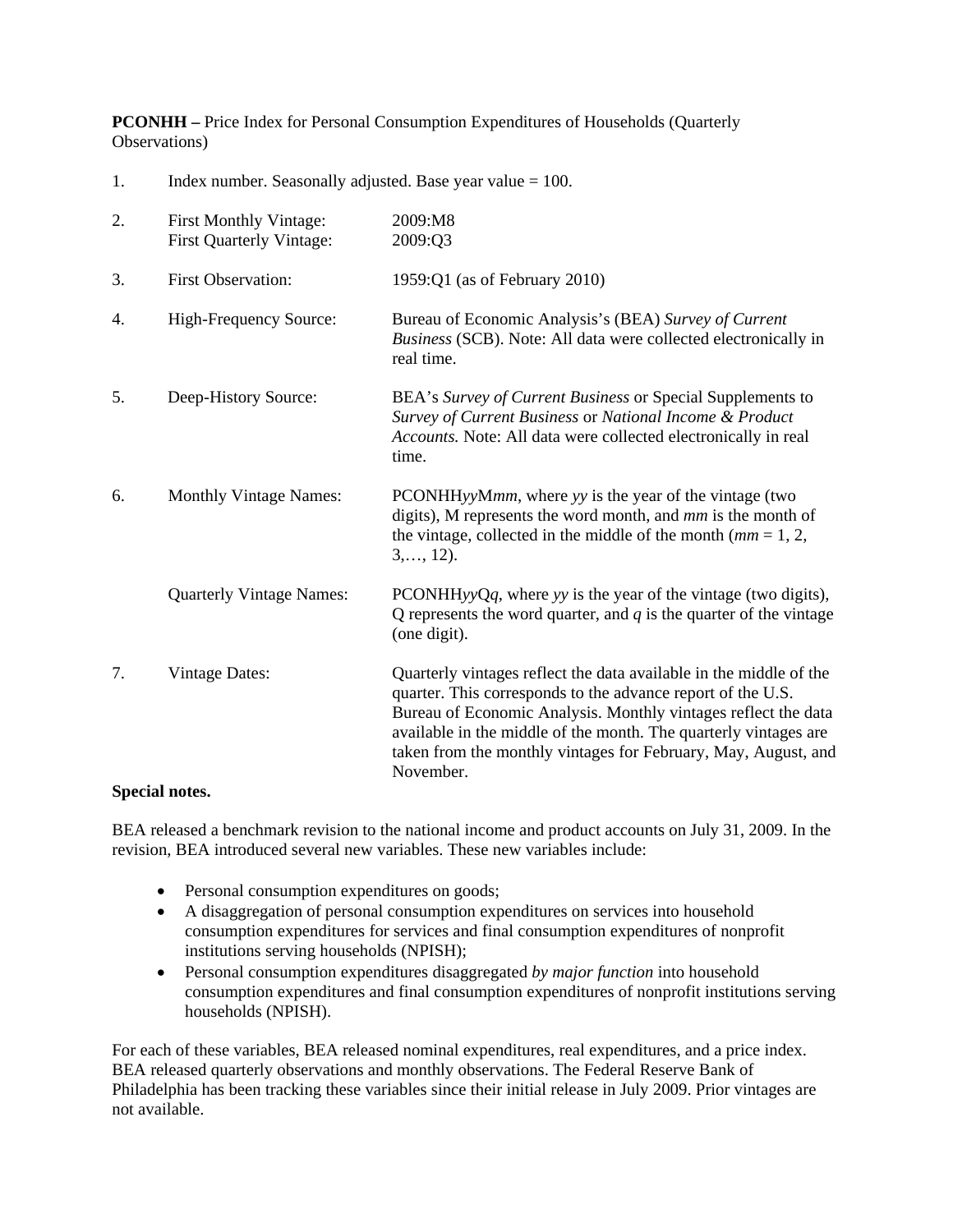**PCONHH –** Price Index for Personal Consumption Expenditures of Households (Quarterly Observations)

1. Index number. Seasonally adjusted. Base year value = 100.

2. First Monthly Vintage: 2009:M8
   First Quarterly Vintage: 2009:Q3

3. First Observation: 1959:Q1 (as of February 2010)

4. High-Frequency Source: Bureau of Economic Analysis's (BEA) *Survey of Current Business* (SCB). Note: All data were collected electronically in real time.

5. Deep-History Source: BEA's *Survey of Current Business* or Special Supplements to *Survey of Current Business* or *National Income & Product Accounts.* Note: All data were collected electronically in real time.

6. Monthly Vintage Names: PCONHH*yy*M*mm*, where *yy* is the year of the vintage (two digits), M represents the word month, and *mm* is the month of the vintage, collected in the middle of the month (*mm* = 1, 2, 3,…, 12).

   Quarterly Vintage Names: PCONHH*yy*Q*q*, where *yy* is the year of the vintage (two digits), Q represents the word quarter, and *q* is the quarter of the vintage (one digit).

7. Vintage Dates: Quarterly vintages reflect the data available in the middle of the quarter. This corresponds to the advance report of the U.S. Bureau of Economic Analysis. Monthly vintages reflect the data available in the middle of the month. The quarterly vintages are taken from the monthly vintages for February, May, August, and November.

**Special notes.**

BEA released a benchmark revision to the national income and product accounts on July 31, 2009. In the revision, BEA introduced several new variables. These new variables include:

- Personal consumption expenditures on goods;
- A disaggregation of personal consumption expenditures on services into household consumption expenditures for services and final consumption expenditures of nonprofit institutions serving households (NPISH);
- Personal consumption expenditures disaggregated *by major function* into household consumption expenditures and final consumption expenditures of nonprofit institutions serving households (NPISH).

For each of these variables, BEA released nominal expenditures, real expenditures, and a price index. BEA released quarterly observations and monthly observations. The Federal Reserve Bank of Philadelphia has been tracking these variables since their initial release in July 2009. Prior vintages are not available.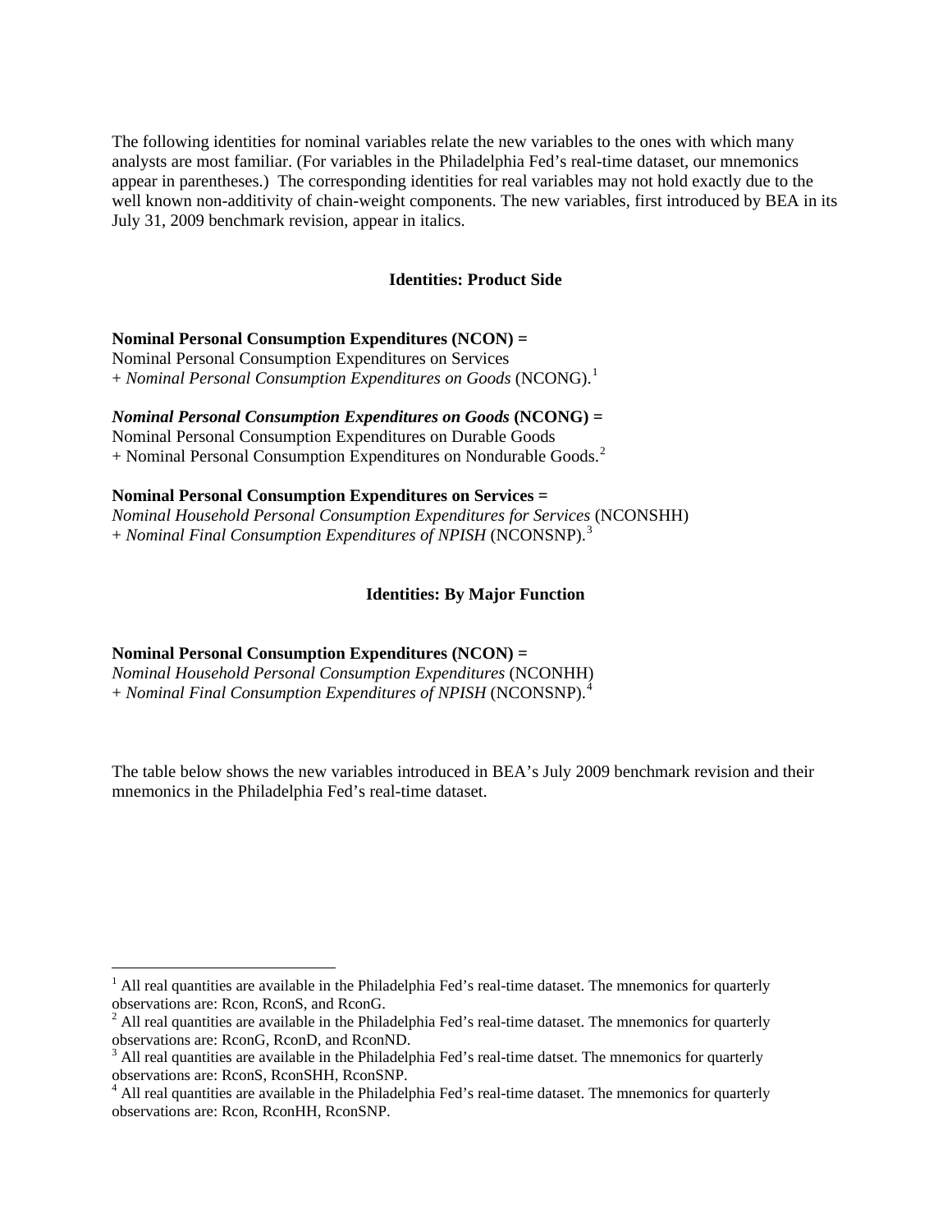The following identities for nominal variables relate the new variables to the ones with which many analysts are most familiar. (For variables in the Philadelphia Fed's real-time dataset, our mnemonics appear in parentheses.) The corresponding identities for real variables may not hold exactly due to the well known non-additivity of chain-weight components. The new variables, first introduced by BEA in its July 31, 2009 benchmark revision, appear in italics.

## Identities: Product Side

**Nominal Personal Consumption Expenditures (NCON) =**
Nominal Personal Consumption Expenditures on Services
+ *Nominal Personal Consumption Expenditures on Goods* (NCONG).[1]

***Nominal Personal Consumption Expenditures on Goods* (NCONG) =**
Nominal Personal Consumption Expenditures on Durable Goods
+ Nominal Personal Consumption Expenditures on Nondurable Goods.[2]

**Nominal Personal Consumption Expenditures on Services =**
*Nominal Household Personal Consumption Expenditures for Services* (NCONSHH)
+ *Nominal Final Consumption Expenditures of NPISH* (NCONSNP).[3]

## Identities: By Major Function

**Nominal Personal Consumption Expenditures (NCON) =**
*Nominal Household Personal Consumption Expenditures* (NCONHH)
+ *Nominal Final Consumption Expenditures of NPISH* (NCONSNP).[4]

The table below shows the new variables introduced in BEA's July 2009 benchmark revision and their mnemonics in the Philadelphia Fed's real-time dataset.

---

[1] All real quantities are available in the Philadelphia Fed's real-time dataset. The mnemonics for quarterly observations are: Rcon, RconS, and RconG.

[2] All real quantities are available in the Philadelphia Fed's real-time dataset. The mnemonics for quarterly observations are: RconG, RconD, and RconND.

[3] All real quantities are available in the Philadelphia Fed's real-time datset. The mnemonics for quarterly observations are: RconS, RconSHH, RconSNP.

[4] All real quantities are available in the Philadelphia Fed's real-time dataset. The mnemonics for quarterly observations are: Rcon, RconHH, RconSNP.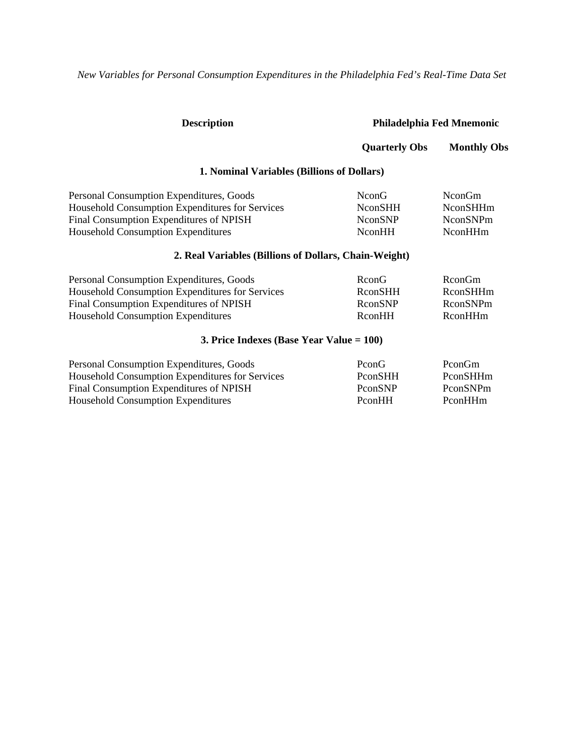*New Variables for Personal Consumption Expenditures in the Philadelphia Fed's Real-Time Data Set*

| Description | Philadelphia Fed Mnemonic | |
|---|---|---|
| | **Quarterly Obs** | **Monthly Obs** |
| **1. Nominal Variables (Billions of Dollars)** | | |
| Personal Consumption Expenditures, Goods | NconG | NconGm |
| Household Consumption Expenditures for Services | NconSHH | NconSHHm |
| Final Consumption Expenditures of NPISH | NconSNP | NconSNPm |
| Household Consumption Expenditures | NconHH | NconHHm |
| **2. Real Variables (Billions of Dollars, Chain-Weight)** | | |
| Personal Consumption Expenditures, Goods | RconG | RconGm |
| Household Consumption Expenditures for Services | RconSHH | RconSHHm |
| Final Consumption Expenditures of NPISH | RconSNP | RconSNPm |
| Household Consumption Expenditures | RconHH | RconHHm |
| **3. Price Indexes (Base Year Value = 100)** | | |
| Personal Consumption Expenditures, Goods | PconG | PconGm |
| Household Consumption Expenditures for Services | PconSHH | PconSHHm |
| Final Consumption Expenditures of NPISH | PconSNP | PconSNPm |
| Household Consumption Expenditures | PconHH | PconHHm |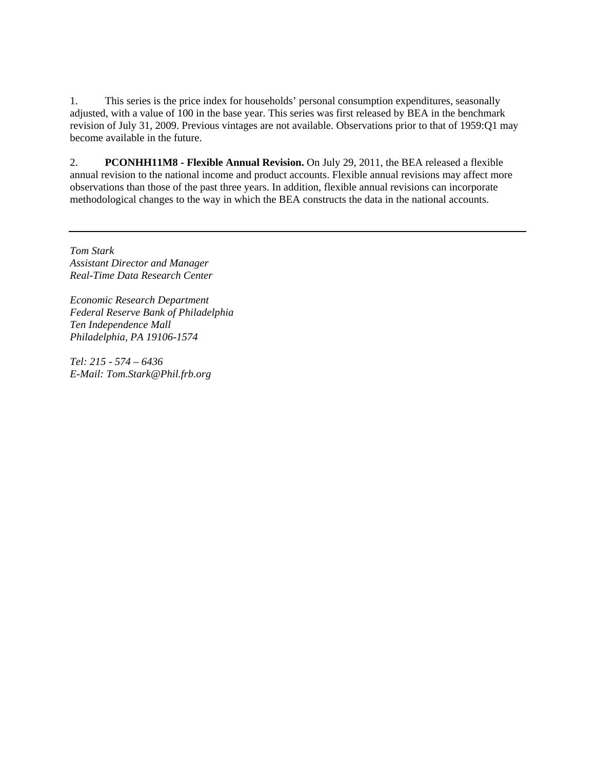1. This series is the price index for households' personal consumption expenditures, seasonally adjusted, with a value of 100 in the base year. This series was first released by BEA in the benchmark revision of July 31, 2009. Previous vintages are not available. Observations prior to that of 1959:Q1 may become available in the future.

2. **PCONHH11M8 - Flexible Annual Revision.** On July 29, 2011, the BEA released a flexible annual revision to the national income and product accounts. Flexible annual revisions may affect more observations than those of the past three years. In addition, flexible annual revisions can incorporate methodological changes to the way in which the BEA constructs the data in the national accounts.

---

*Tom Stark*
*Assistant Director and Manager*
*Real-Time Data Research Center*

*Economic Research Department*
*Federal Reserve Bank of Philadelphia*
*Ten Independence Mall*
*Philadelphia, PA 19106-1574*

*Tel: 215 - 574 – 6436*
*E-Mail: Tom.Stark@Phil.frb.org*